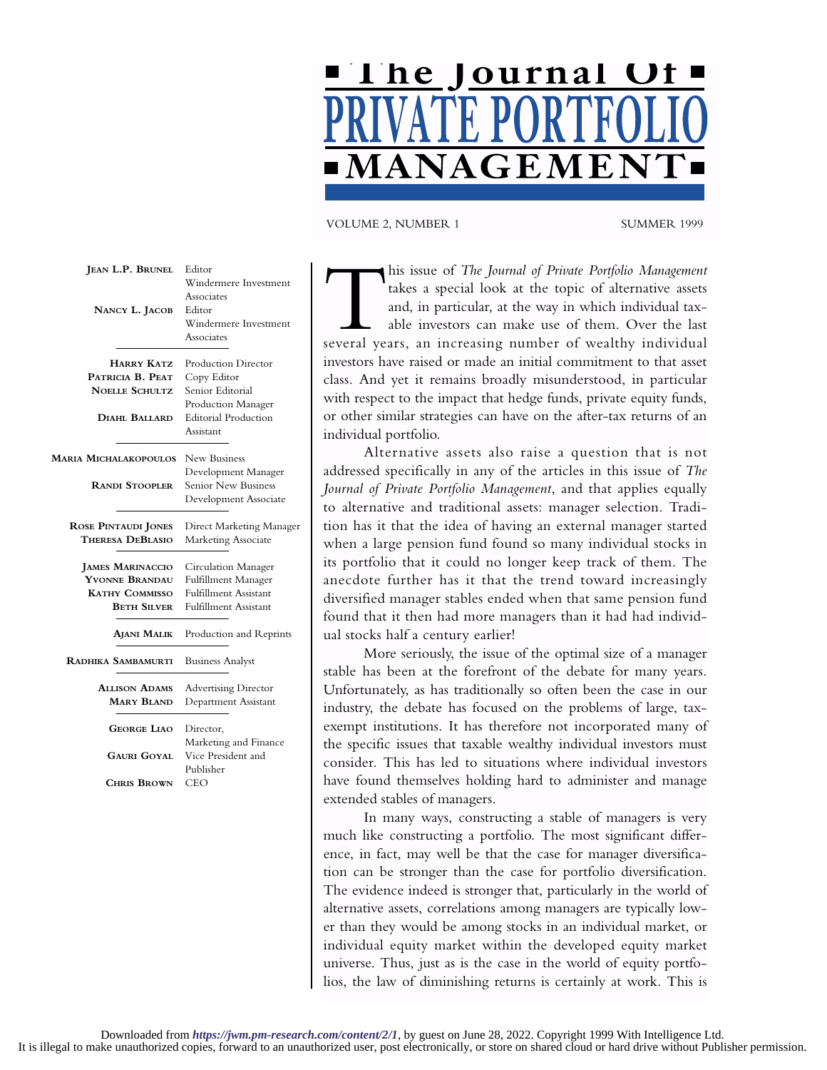# The Journal Of PRIVATE PORTFOLIO MANAGEMENT

VOLUME 2, NUMBER 1 SUMMER 1999

**JEAN L.P. BRUNEL** Editor, Windermere Investment Associates
**NANCY L. JACOB** Editor, Windermere Investment Associates

**HARRY KATZ** Production Director
**PATRICIA B. PEAT** Copy Editor
**NOELLE SCHULTZ** Senior Editorial Production Manager
**DIAHL BALLARD** Editorial Production Assistant

**MARIA MICHALAKOPOULOS** New Business Development Manager
**RANDI STOOPLER** Senior New Business Development Associate

**ROSE PINTAUDI JONES** Direct Marketing Manager
**THERESA DEBLASIO** Marketing Associate

**JAMES MARINACCIO** Circulation Manager
**YVONNE BRANDAU** Fulfillment Manager
**KATHY COMMISSO** Fulfillment Assistant
**BETH SILVER** Fulfillment Assistant

**AJANI MALIK** Production and Reprints

**RADHIKA SAMBAMURTI** Business Analyst

**ALLISON ADAMS** Advertising Director
**MARY BLAND** Department Assistant

**GEORGE LIAO** Director, Marketing and Finance
**GAURI GOYAL** Vice President and Publisher
**CHRIS BROWN** CEO

This issue of *The Journal of Private Portfolio Management* takes a special look at the topic of alternative assets and, in particular, at the way in which individual taxable investors can make use of them. Over the last several years, an increasing number of wealthy individual investors have raised or made an initial commitment to that asset class. And yet it remains broadly misunderstood, in particular with respect to the impact that hedge funds, private equity funds, or other similar strategies can have on the after-tax returns of an individual portfolio.

Alternative assets also raise a question that is not addressed specifically in any of the articles in this issue of *The Journal of Private Portfolio Management*, and that applies equally to alternative and traditional assets: manager selection. Tradition has it that the idea of having an external manager started when a large pension fund found so many individual stocks in its portfolio that it could no longer keep track of them. The anecdote further has it that the trend toward increasingly diversified manager stables ended when that same pension fund found that it then had more managers than it had had individual stocks half a century earlier!

More seriously, the issue of the optimal size of a manager stable has been at the forefront of the debate for many years. Unfortunately, as has traditionally so often been the case in our industry, the debate has focused on the problems of large, tax-exempt institutions. It has therefore not incorporated many of the specific issues that taxable wealthy individual investors must consider. This has led to situations where individual investors have found themselves holding hard to administer and manage extended stables of managers.

In many ways, constructing a stable of managers is very much like constructing a portfolio. The most significant difference, in fact, may well be that the case for manager diversification can be stronger than the case for portfolio diversification. The evidence indeed is stronger that, particularly in the world of alternative assets, correlations among managers are typically lower than they would be among stocks in an individual market, or individual equity market within the developed equity market universe. Thus, just as is the case in the world of equity portfolios, the law of diminishing returns is certainly at work. This is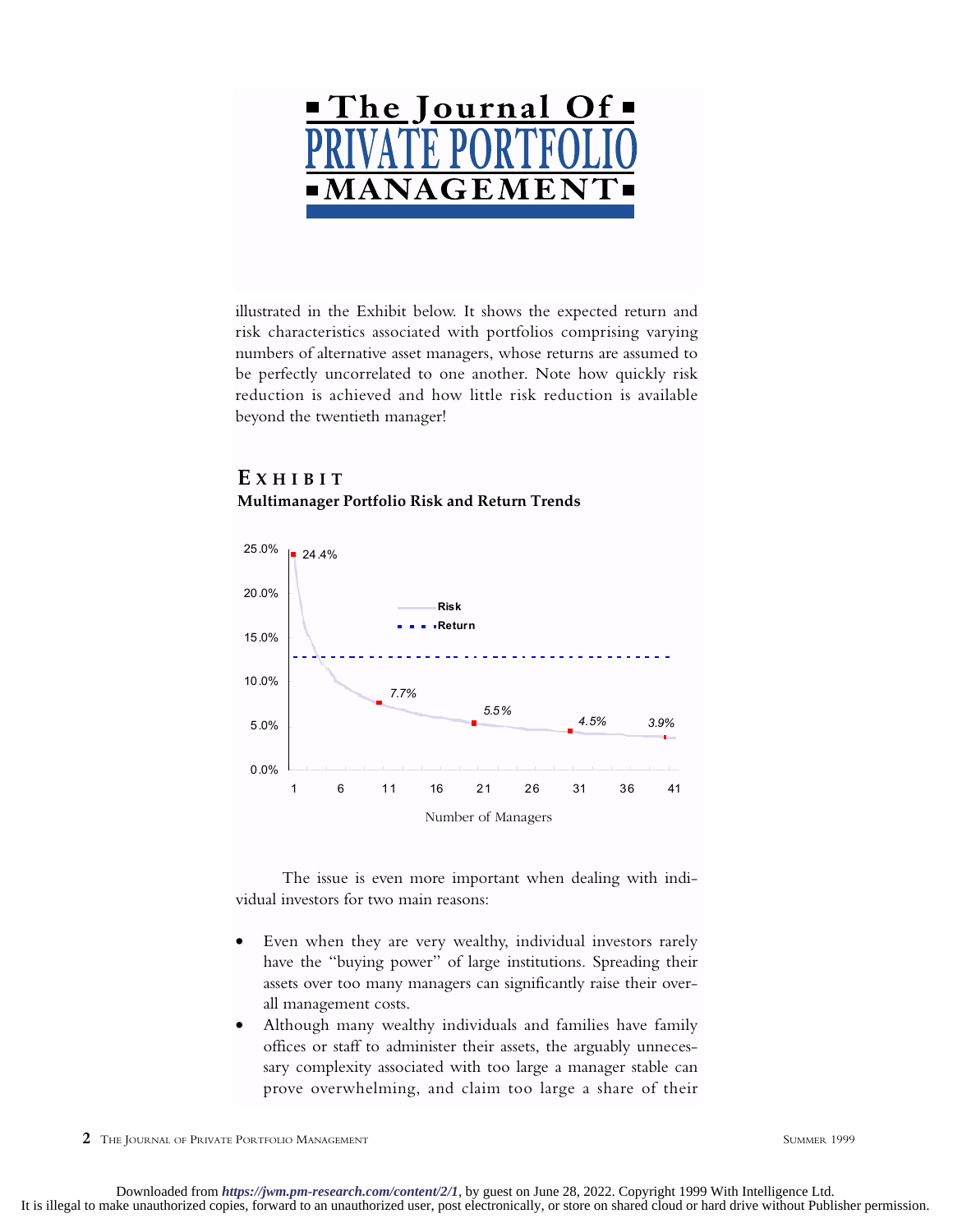illustrated in the Exhibit below. It shows the expected return and risk characteristics associated with portfolios comprising varying numbers of alternative asset managers, whose returns are assumed to be perfectly uncorrelated to one another. Note how quickly risk reduction is achieved and how little risk reduction is available beyond the twentieth manager!

## EXHIBIT

**Multimanager Portfolio Risk and Return Trends**

The issue is even more important when dealing with individual investors for two main reasons:

- Even when they are very wealthy, individual investors rarely have the "buying power" of large institutions. Spreading their assets over too many managers can significantly raise their overall management costs.
- Although many wealthy individuals and families have family offices or staff to administer their assets, the arguably unnecessary complexity associated with too large a manager stable can prove overwhelming, and claim too large a share of their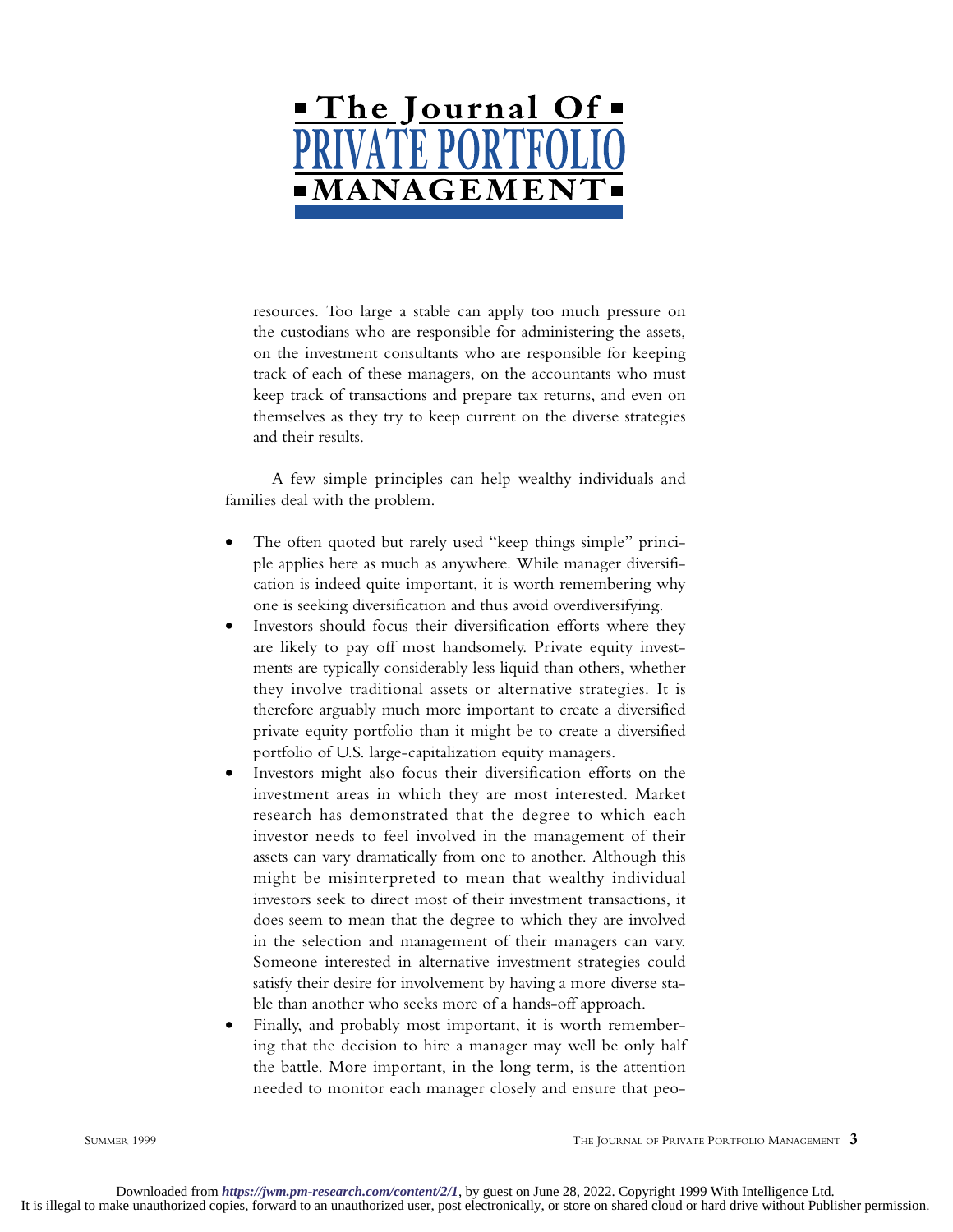resources. Too large a stable can apply too much pressure on the custodians who are responsible for administering the assets, on the investment consultants who are responsible for keeping track of each of these managers, on the accountants who must keep track of transactions and prepare tax returns, and even on themselves as they try to keep current on the diverse strategies and their results.

A few simple principles can help wealthy individuals and families deal with the problem.

- The often quoted but rarely used "keep things simple" principle applies here as much as anywhere. While manager diversification is indeed quite important, it is worth remembering why one is seeking diversification and thus avoid overdiversifying.
- Investors should focus their diversification efforts where they are likely to pay off most handsomely. Private equity investments are typically considerably less liquid than others, whether they involve traditional assets or alternative strategies. It is therefore arguably much more important to create a diversified private equity portfolio than it might be to create a diversified portfolio of U.S. large-capitalization equity managers.
- Investors might also focus their diversification efforts on the investment areas in which they are most interested. Market research has demonstrated that the degree to which each investor needs to feel involved in the management of their assets can vary dramatically from one to another. Although this might be misinterpreted to mean that wealthy individual investors seek to direct most of their investment transactions, it does seem to mean that the degree to which they are involved in the selection and management of their managers can vary. Someone interested in alternative investment strategies could satisfy their desire for involvement by having a more diverse stable than another who seeks more of a hands-off approach.
- Finally, and probably most important, it is worth remembering that the decision to hire a manager may well be only half the battle. More important, in the long term, is the attention needed to monitor each manager closely and ensure that peo-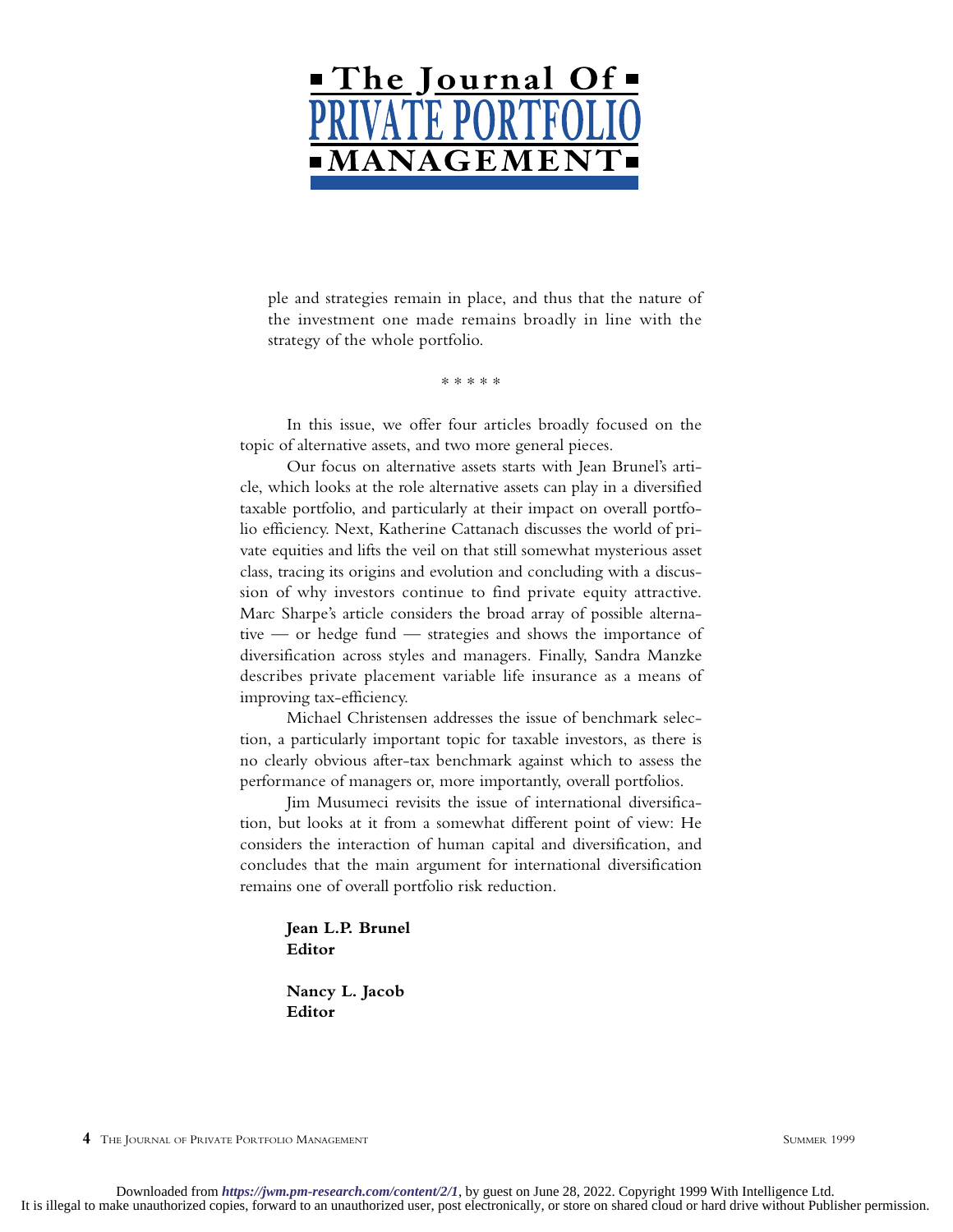ple and strategies remain in place, and thus that the nature of the investment one made remains broadly in line with the strategy of the whole portfolio.

* * * * *

In this issue, we offer four articles broadly focused on the topic of alternative assets, and two more general pieces.

Our focus on alternative assets starts with Jean Brunel's article, which looks at the role alternative assets can play in a diversified taxable portfolio, and particularly at their impact on overall portfolio efficiency. Next, Katherine Cattanach discusses the world of private equities and lifts the veil on that still somewhat mysterious asset class, tracing its origins and evolution and concluding with a discussion of why investors continue to find private equity attractive. Marc Sharpe's article considers the broad array of possible alternative — or hedge fund — strategies and shows the importance of diversification across styles and managers. Finally, Sandra Manzke describes private placement variable life insurance as a means of improving tax-efficiency.

Michael Christensen addresses the issue of benchmark selection, a particularly important topic for taxable investors, as there is no clearly obvious after-tax benchmark against which to assess the performance of managers or, more importantly, overall portfolios.

Jim Musumeci revisits the issue of international diversification, but looks at it from a somewhat different point of view: He considers the interaction of human capital and diversification, and concludes that the main argument for international diversification remains one of overall portfolio risk reduction.

**Jean L.P. Brunel**
**Editor**

**Nancy L. Jacob**
**Editor**